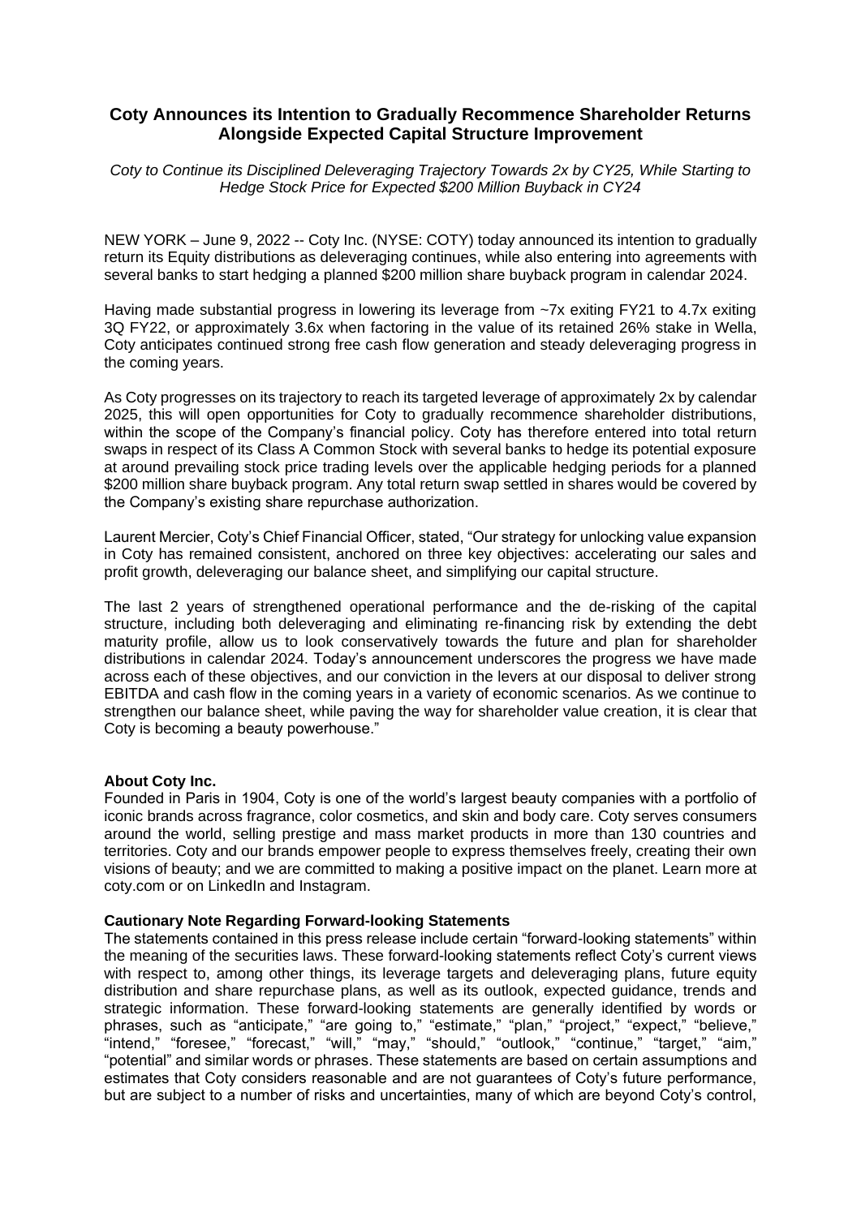# Coty Announces its Intention to Gradually Recommence Shareholder Returns Alongside Expected Capital Structure Improvement

*Coty to Continue its Disciplined Deleveraging Trajectory Towards 2x by CY25, While Starting to Hedge Stock Price for Expected $200 Million Buyback in CY24*

NEW YORK – June 9, 2022 -- Coty Inc. (NYSE: COTY) today announced its intention to gradually return its Equity distributions as deleveraging continues, while also entering into agreements with several banks to start hedging a planned $200 million share buyback program in calendar 2024.

Having made substantial progress in lowering its leverage from ~7x exiting FY21 to 4.7x exiting 3Q FY22, or approximately 3.6x when factoring in the value of its retained 26% stake in Wella, Coty anticipates continued strong free cash flow generation and steady deleveraging progress in the coming years.

As Coty progresses on its trajectory to reach its targeted leverage of approximately 2x by calendar 2025, this will open opportunities for Coty to gradually recommence shareholder distributions, within the scope of the Company's financial policy. Coty has therefore entered into total return swaps in respect of its Class A Common Stock with several banks to hedge its potential exposure at around prevailing stock price trading levels over the applicable hedging periods for a planned $200 million share buyback program. Any total return swap settled in shares would be covered by the Company's existing share repurchase authorization.

Laurent Mercier, Coty's Chief Financial Officer, stated, "Our strategy for unlocking value expansion in Coty has remained consistent, anchored on three key objectives: accelerating our sales and profit growth, deleveraging our balance sheet, and simplifying our capital structure.

The last 2 years of strengthened operational performance and the de-risking of the capital structure, including both deleveraging and eliminating re-financing risk by extending the debt maturity profile, allow us to look conservatively towards the future and plan for shareholder distributions in calendar 2024. Today's announcement underscores the progress we have made across each of these objectives, and our conviction in the levers at our disposal to deliver strong EBITDA and cash flow in the coming years in a variety of economic scenarios. As we continue to strengthen our balance sheet, while paving the way for shareholder value creation, it is clear that Coty is becoming a beauty powerhouse."

**About Coty Inc.**

Founded in Paris in 1904, Coty is one of the world's largest beauty companies with a portfolio of iconic brands across fragrance, color cosmetics, and skin and body care. Coty serves consumers around the world, selling prestige and mass market products in more than 130 countries and territories. Coty and our brands empower people to express themselves freely, creating their own visions of beauty; and we are committed to making a positive impact on the planet. Learn more at coty.com or on LinkedIn and Instagram.

**Cautionary Note Regarding Forward-looking Statements**

The statements contained in this press release include certain "forward-looking statements" within the meaning of the securities laws. These forward-looking statements reflect Coty's current views with respect to, among other things, its leverage targets and deleveraging plans, future equity distribution and share repurchase plans, as well as its outlook, expected guidance, trends and strategic information. These forward-looking statements are generally identified by words or phrases, such as "anticipate," "are going to," "estimate," "plan," "project," "expect," "believe," "intend," "foresee," "forecast," "will," "may," "should," "outlook," "continue," "target," "aim," "potential" and similar words or phrases. These statements are based on certain assumptions and estimates that Coty considers reasonable and are not guarantees of Coty's future performance, but are subject to a number of risks and uncertainties, many of which are beyond Coty's control,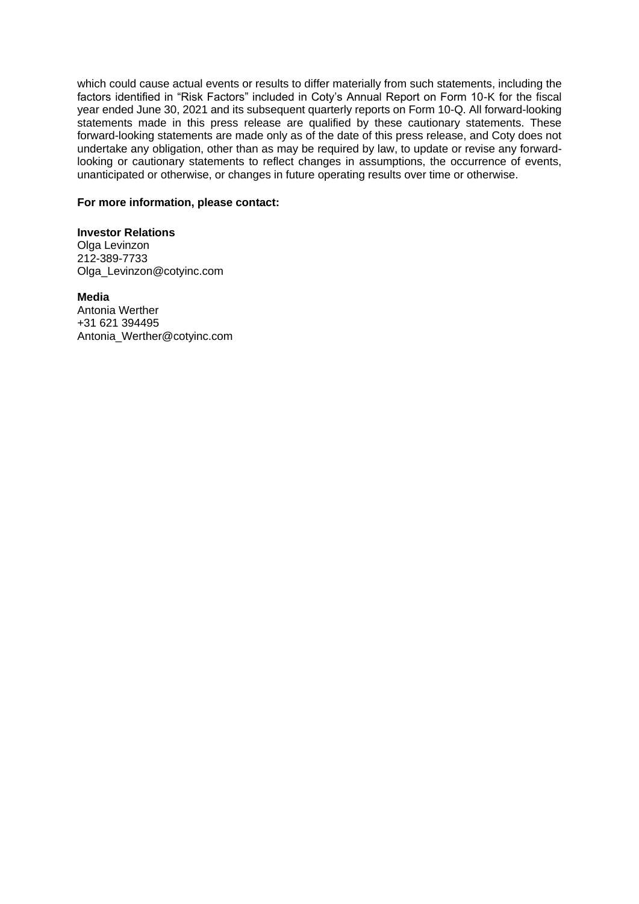which could cause actual events or results to differ materially from such statements, including the factors identified in "Risk Factors" included in Coty's Annual Report on Form 10-K for the fiscal year ended June 30, 2021 and its subsequent quarterly reports on Form 10-Q. All forward-looking statements made in this press release are qualified by these cautionary statements. These forward-looking statements are made only as of the date of this press release, and Coty does not undertake any obligation, other than as may be required by law, to update or revise any forward-looking or cautionary statements to reflect changes in assumptions, the occurrence of events, unanticipated or otherwise, or changes in future operating results over time or otherwise.

**For more information, please contact:**

**Investor Relations**
Olga Levinzon
212-389-7733
Olga_Levinzon@cotyinc.com

**Media**
Antonia Werther
+31 621 394495
Antonia_Werther@cotyinc.com